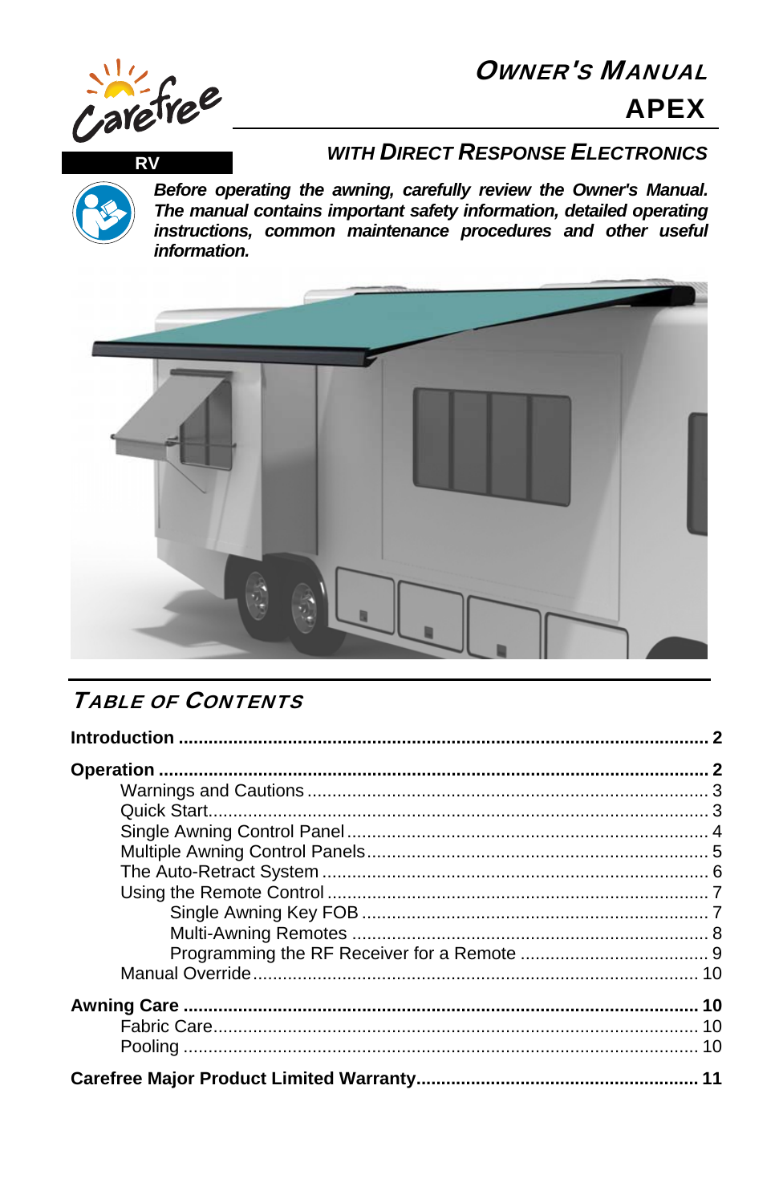Carefree

RV

# OWNER'S MANUAL

# APEX

## WITH DIRECT RESPONSE ELECTRONICS

***Before operating the awning, carefully review the Owner's Manual. The manual contains important safety information, detailed operating instructions, common maintenance procedures and other useful information.***

## TABLE OF CONTENTS

| Section | Page |
|---|---|
| **Introduction** | **2** |
| **Operation** | **2** |
| Warnings and Cautions | 3 |
| Quick Start | 3 |
| Single Awning Control Panel | 4 |
| Multiple Awning Control Panels | 5 |
| The Auto-Retract System | 6 |
| Using the Remote Control | 7 |
| Single Awning Key FOB | 7 |
| Multi-Awning Remotes | 8 |
| Programming the RF Receiver for a Remote | 9 |
| Manual Override | 10 |
| **Awning Care** | **10** |
| Fabric Care | 10 |
| Pooling | 10 |
| **Carefree Major Product Limited Warranty** | **11** |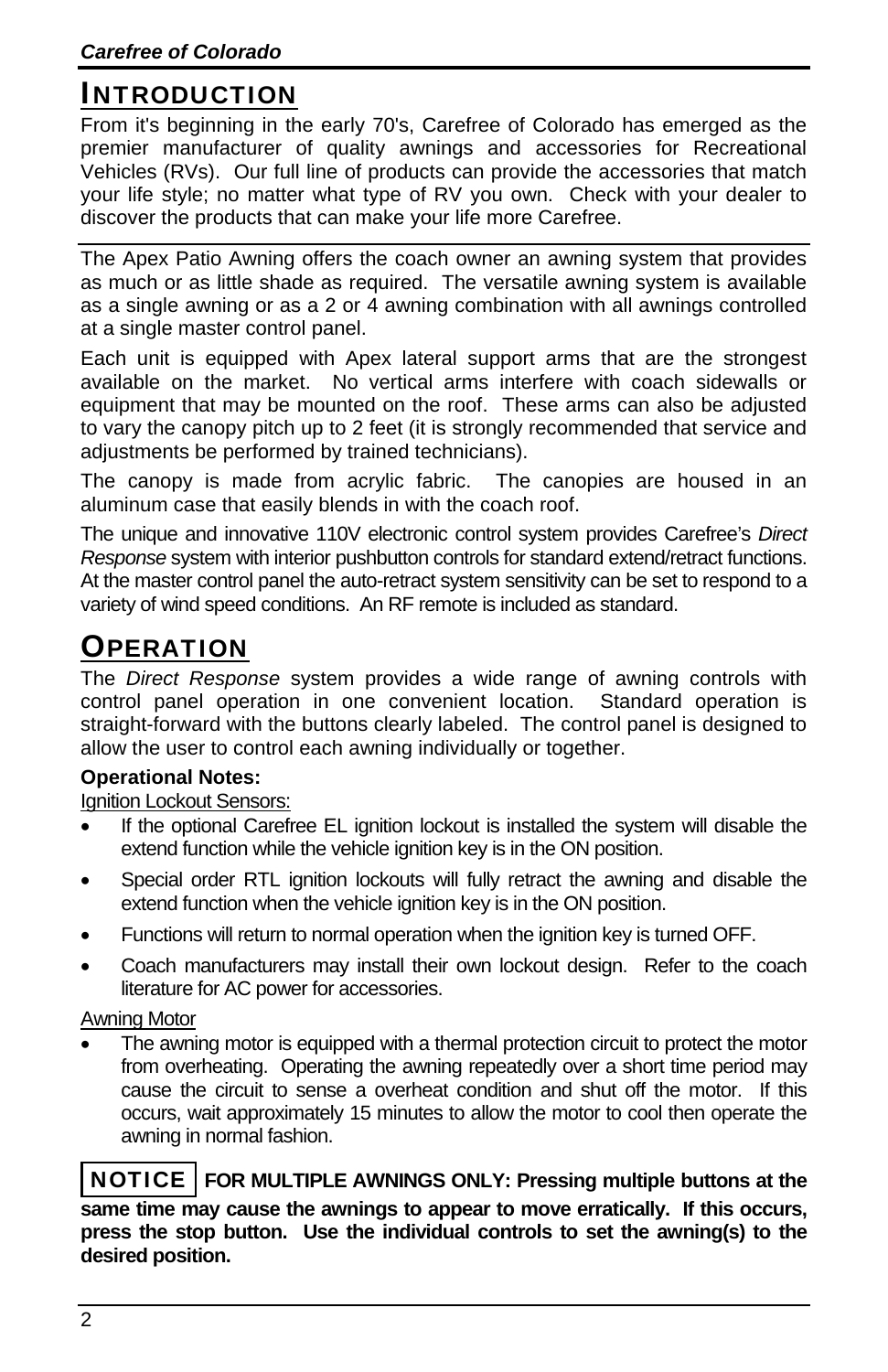# INTRODUCTION

From it's beginning in the early 70's, Carefree of Colorado has emerged as the premier manufacturer of quality awnings and accessories for Recreational Vehicles (RVs). Our full line of products can provide the accessories that match your life style; no matter what type of RV you own. Check with your dealer to discover the products that can make your life more Carefree.

---

The Apex Patio Awning offers the coach owner an awning system that provides as much or as little shade as required. The versatile awning system is available as a single awning or as a 2 or 4 awning combination with all awnings controlled at a single master control panel.

Each unit is equipped with Apex lateral support arms that are the strongest available on the market. No vertical arms interfere with coach sidewalls or equipment that may be mounted on the roof. These arms can also be adjusted to vary the canopy pitch up to 2 feet (it is strongly recommended that service and adjustments be performed by trained technicians).

The canopy is made from acrylic fabric. The canopies are housed in an aluminum case that easily blends in with the coach roof.

The unique and innovative 110V electronic control system provides Carefree's *Direct Response* system with interior pushbutton controls for standard extend/retract functions. At the master control panel the auto-retract system sensitivity can be set to respond to a variety of wind speed conditions. An RF remote is included as standard.

# OPERATION

The *Direct Response* system provides a wide range of awning controls with control panel operation in one convenient location. Standard operation is straight-forward with the buttons clearly labeled. The control panel is designed to allow the user to control each awning individually or together.

**Operational Notes:**

Ignition Lockout Sensors:

- If the optional Carefree EL ignition lockout is installed the system will disable the extend function while the vehicle ignition key is in the ON position.
- Special order RTL ignition lockouts will fully retract the awning and disable the extend function when the vehicle ignition key is in the ON position.
- Functions will return to normal operation when the ignition key is turned OFF.
- Coach manufacturers may install their own lockout design. Refer to the coach literature for AC power for accessories.

Awning Motor

- The awning motor is equipped with a thermal protection circuit to protect the motor from overheating. Operating the awning repeatedly over a short time period may cause the circuit to sense a overheat condition and shut off the motor. If this occurs, wait approximately 15 minutes to allow the motor to cool then operate the awning in normal fashion.

**NOTICE** **FOR MULTIPLE AWNINGS ONLY: Pressing multiple buttons at the same time may cause the awnings to appear to move erratically. If this occurs, press the stop button. Use the individual controls to set the awning(s) to the desired position.**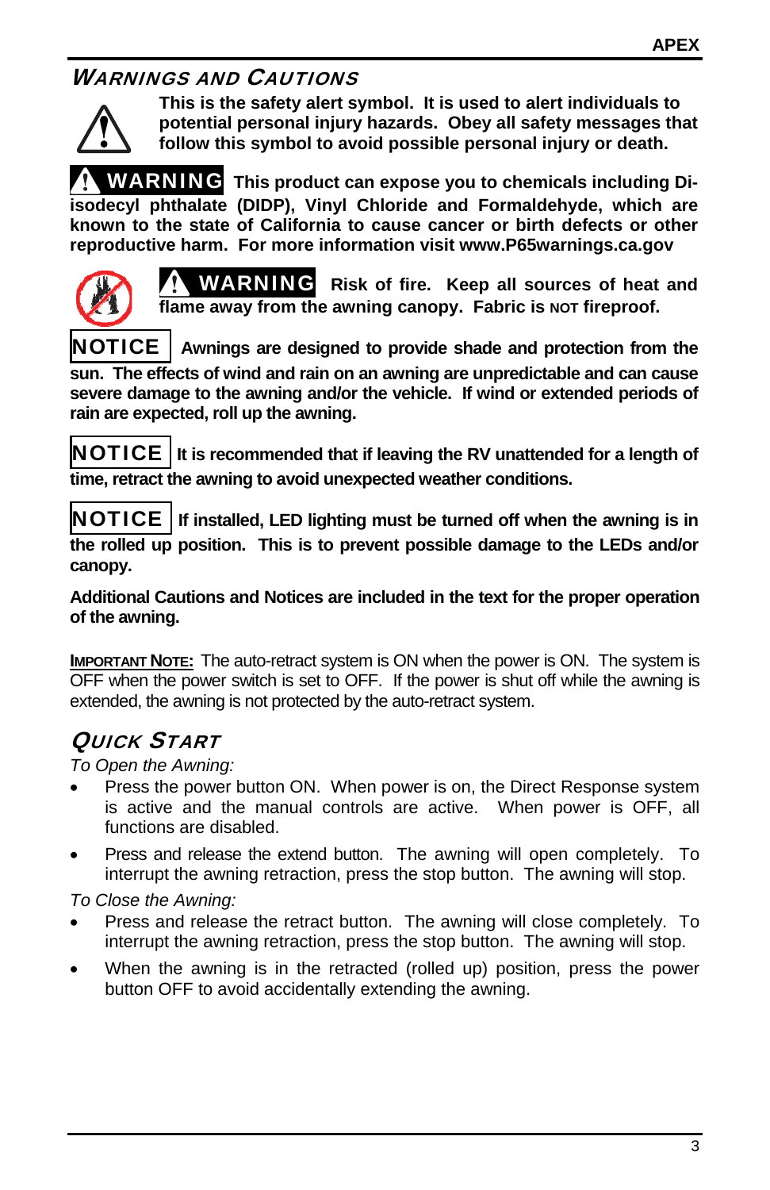## WARNINGS AND CAUTIONS

**This is the safety alert symbol. It is used to alert individuals to potential personal injury hazards. Obey all safety messages that follow this symbol to avoid possible personal injury or death.**

**⚠ WARNING This product can expose you to chemicals including Di-isodecyl phthalate (DIDP), Vinyl Chloride and Formaldehyde, which are known to the state of California to cause cancer or birth defects or other reproductive harm. For more information visit www.P65warnings.ca.gov**

**⚠ WARNING Risk of fire. Keep all sources of heat and flame away from the awning canopy. Fabric is NOT fireproof.**

**NOTICE Awnings are designed to provide shade and protection from the sun. The effects of wind and rain on an awning are unpredictable and can cause severe damage to the awning and/or the vehicle. If wind or extended periods of rain are expected, roll up the awning.**

**NOTICE It is recommended that if leaving the RV unattended for a length of time, retract the awning to avoid unexpected weather conditions.**

**NOTICE If installed, LED lighting must be turned off when the awning is in the rolled up position. This is to prevent possible damage to the LEDs and/or canopy.**

**Additional Cautions and Notices are included in the text for the proper operation of the awning.**

**IMPORTANT NOTE:** The auto-retract system is ON when the power is ON. The system is OFF when the power switch is set to OFF. If the power is shut off while the awning is extended, the awning is not protected by the auto-retract system.

## QUICK START

*To Open the Awning:*

- Press the power button ON. When power is on, the Direct Response system is active and the manual controls are active. When power is OFF, all functions are disabled.
- Press and release the extend button. The awning will open completely. To interrupt the awning retraction, press the stop button. The awning will stop.

*To Close the Awning:*

- Press and release the retract button. The awning will close completely. To interrupt the awning retraction, press the stop button. The awning will stop.
- When the awning is in the retracted (rolled up) position, press the power button OFF to avoid accidentally extending the awning.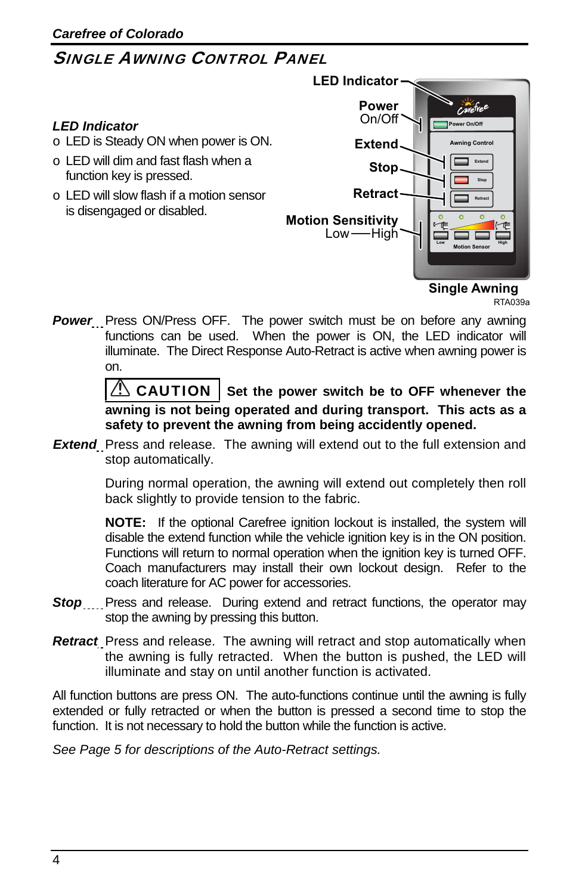## SINGLE AWNING CONTROL PANEL

### *LED Indicator*

- LED is Steady ON when power is ON.
- LED will dim and fast flash when a function key is pressed.
- LED will slow flash if a motion sensor is disengaged or disabled.

LED Indicator
Power On/Off
Extend
Stop
Retract
Motion Sensitivity Low——High

Single Awning
RTA039a

***Power*** Press ON/Press OFF. The power switch must be on before any awning functions can be used. When the power is ON, the LED indicator will illuminate. The Direct Response Auto-Retract is active when awning power is on.

**⚠ CAUTION** **Set the power switch be to OFF whenever the awning is not being operated and during transport. This acts as a safety to prevent the awning from being accidently opened.**

***Extend*** Press and release. The awning will extend out to the full extension and stop automatically.

During normal operation, the awning will extend out completely then roll back slightly to provide tension to the fabric.

**NOTE:** If the optional Carefree ignition lockout is installed, the system will disable the extend function while the vehicle ignition key is in the ON position. Functions will return to normal operation when the ignition key is turned OFF. Coach manufacturers may install their own lockout design. Refer to the coach literature for AC power for accessories.

***Stop*** Press and release. During extend and retract functions, the operator may stop the awning by pressing this button.

***Retract*** Press and release. The awning will retract and stop automatically when the awning is fully retracted. When the button is pushed, the LED will illuminate and stay on until another function is activated.

All function buttons are press ON. The auto-functions continue until the awning is fully extended or fully retracted or when the button is pressed a second time to stop the function. It is not necessary to hold the button while the function is active.

*See Page 5 for descriptions of the Auto-Retract settings.*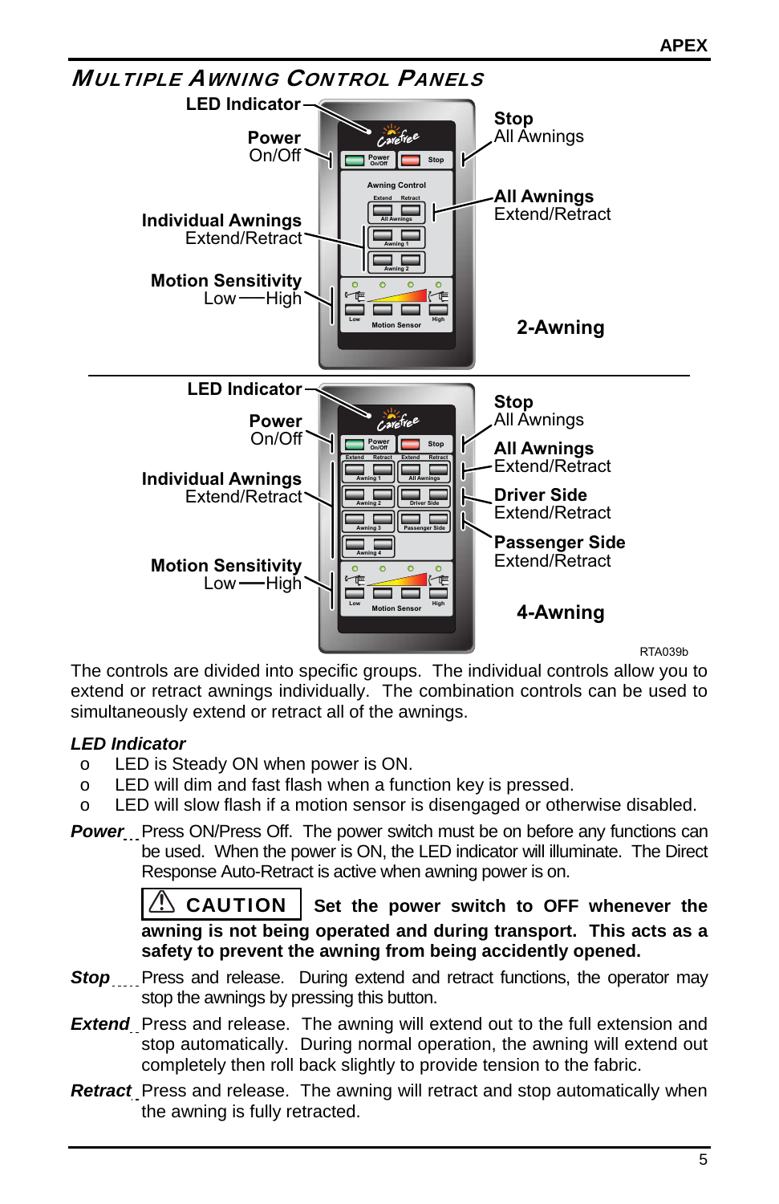## *Multiple Awning Control Panels*

LED Indicator

**Power** On/Off

**Individual Awnings** Extend/Retract

**Motion Sensitivity** Low — High

**Stop** All Awnings

**All Awnings** Extend/Retract

**2-Awning**

LED Indicator

**Power** On/Off

**Individual Awnings** Extend/Retract

**Motion Sensitivity** Low — High

**Stop** All Awnings

**All Awnings** Extend/Retract

**Driver Side** Extend/Retract

**Passenger Side** Extend/Retract

**4-Awning**

RTA039b

The controls are divided into specific groups. The individual controls allow you to extend or retract awnings individually. The combination controls can be used to simultaneously extend or retract all of the awnings.

***LED Indicator***

- LED is Steady ON when power is ON.
- LED will dim and fast flash when a function key is pressed.
- LED will slow flash if a motion sensor is disengaged or otherwise disabled.

***Power*** Press ON/Press Off. The power switch must be on before any functions can be used. When the power is ON, the LED indicator will illuminate. The Direct Response Auto-Retract is active when awning power is on.

**⚠ CAUTION Set the power switch to OFF whenever the awning is not being operated and during transport. This acts as a safety to prevent the awning from being accidently opened.**

***Stop*** Press and release. During extend and retract functions, the operator may stop the awnings by pressing this button.

***Extend*** Press and release. The awning will extend out to the full extension and stop automatically. During normal operation, the awning will extend out completely then roll back slightly to provide tension to the fabric.

***Retract*** Press and release. The awning will retract and stop automatically when the awning is fully retracted.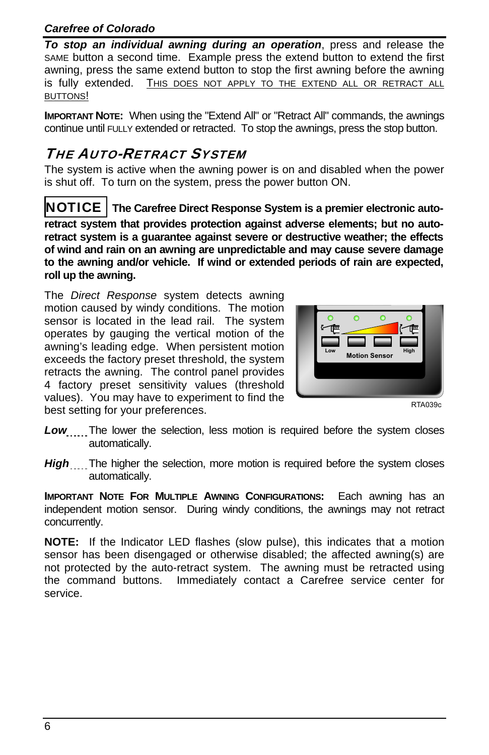***To stop an individual awning during an operation***, press and release the SAME button a second time. Example press the extend button to extend the first awning, press the same extend button to stop the first awning before the awning is fully extended. <u>THIS DOES NOT APPLY TO THE EXTEND ALL OR RETRACT ALL BUTTONS</u>!

**IMPORTANT NOTE:** When using the "Extend All" or "Retract All" commands, the awnings continue until FULLY extended or retracted. To stop the awnings, press the stop button.

## *THE AUTO-RETRACT SYSTEM*

The system is active when the awning power is on and disabled when the power is shut off. To turn on the system, press the power button ON.

**NOTICE** **The Carefree Direct Response System is a premier electronic auto-retract system that provides protection against adverse elements; but no auto-retract system is a guarantee against severe or destructive weather; the effects of wind and rain on an awning are unpredictable and may cause severe damage to the awning and/or vehicle. If wind or extended periods of rain are expected, roll up the awning.**

The *Direct Response* system detects awning motion caused by windy conditions. The motion sensor is located in the lead rail. The system operates by gauging the vertical motion of the awning's leading edge. When persistent motion exceeds the factory preset threshold, the system retracts the awning. The control panel provides 4 factory preset sensitivity values (threshold values). You may have to experiment to find the best setting for your preferences.

Low | High | Motion Sensor

RTA039c

***Low*** ..... The lower the selection, less motion is required before the system closes automatically.

***High*** ..... The higher the selection, more motion is required before the system closes automatically.

**IMPORTANT NOTE FOR MULTIPLE AWNING CONFIGURATIONS:** Each awning has an independent motion sensor. During windy conditions, the awnings may not retract concurrently.

**NOTE:** If the Indicator LED flashes (slow pulse), this indicates that a motion sensor has been disengaged or otherwise disabled; the affected awning(s) are not protected by the auto-retract system. The awning must be retracted using the command buttons. Immediately contact a Carefree service center for service.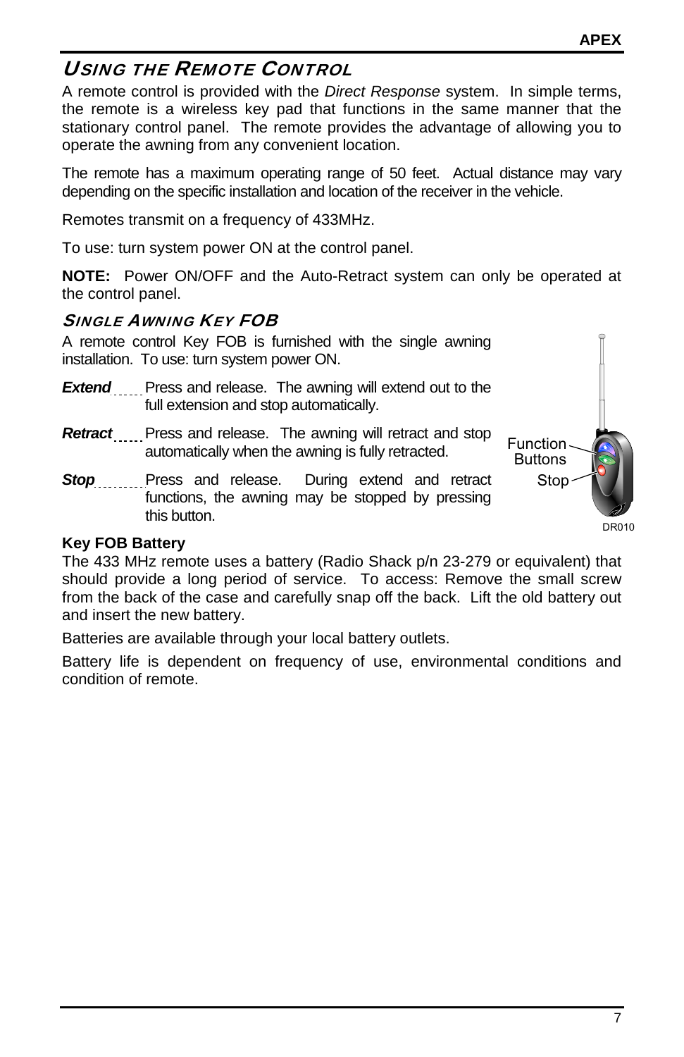## USING THE REMOTE CONTROL

A remote control is provided with the *Direct Response* system. In simple terms, the remote is a wireless key pad that functions in the same manner that the stationary control panel. The remote provides the advantage of allowing you to operate the awning from any convenient location.

The remote has a maximum operating range of 50 feet. Actual distance may vary depending on the specific installation and location of the receiver in the vehicle.

Remotes transmit on a frequency of 433MHz.

To use: turn system power ON at the control panel.

**NOTE:** Power ON/OFF and the Auto-Retract system can only be operated at the control panel.

### SINGLE AWNING KEY FOB

A remote control Key FOB is furnished with the single awning installation. To use: turn system power ON.

***Extend*** ...... Press and release. The awning will extend out to the full extension and stop automatically.

***Retract*** ...... Press and release. The awning will retract and stop automatically when the awning is fully retracted.

***Stop*** .......... Press and release. During extend and retract functions, the awning may be stopped by pressing this button.

Function Buttons

Stop

DR010

**Key FOB Battery**

The 433 MHz remote uses a battery (Radio Shack p/n 23-279 or equivalent) that should provide a long period of service. To access: Remove the small screw from the back of the case and carefully snap off the back. Lift the old battery out and insert the new battery.

Batteries are available through your local battery outlets.

Battery life is dependent on frequency of use, environmental conditions and condition of remote.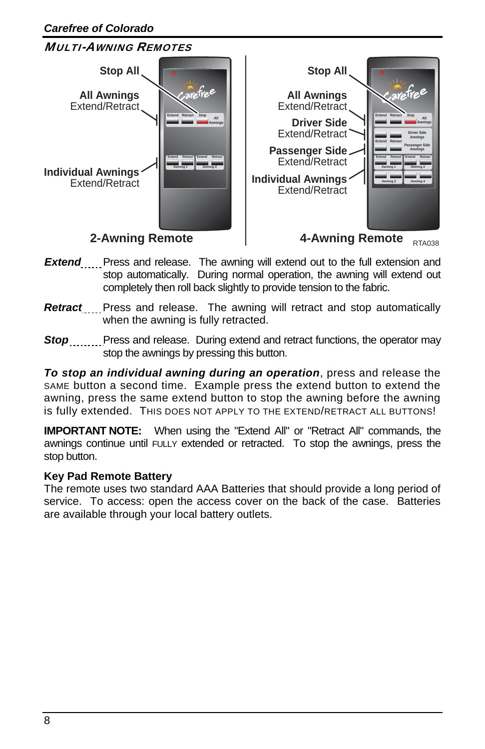## MULTI-AWNING REMOTES

Stop All

All Awnings
Extend/Retract

Individual Awnings
Extend/Retract

**2-Awning Remote**

Stop All

All Awnings
Extend/Retract

Driver Side
Extend/Retract

Passenger Side
Extend/Retract

Individual Awnings
Extend/Retract

**4-Awning Remote**

RTA038

***Extend*** ...... Press and release. The awning will extend out to the full extension and stop automatically. During normal operation, the awning will extend out completely then roll back slightly to provide tension to the fabric.

***Retract*** ..... Press and release. The awning will retract and stop automatically when the awning is fully retracted.

***Stop*** ......... Press and release. During extend and retract functions, the operator may stop the awnings by pressing this button.

***To stop an individual awning during an operation***, press and release the SAME button a second time. Example press the extend button to extend the awning, press the same extend button to stop the awning before the awning is fully extended. THIS DOES NOT APPLY TO THE EXTEND/RETRACT ALL BUTTONS!

**IMPORTANT NOTE:** When using the "Extend All" or "Retract All" commands, the awnings continue until FULLY extended or retracted. To stop the awnings, press the stop button.

### Key Pad Remote Battery

The remote uses two standard AAA Batteries that should provide a long period of service. To access: open the access cover on the back of the case. Batteries are available through your local battery outlets.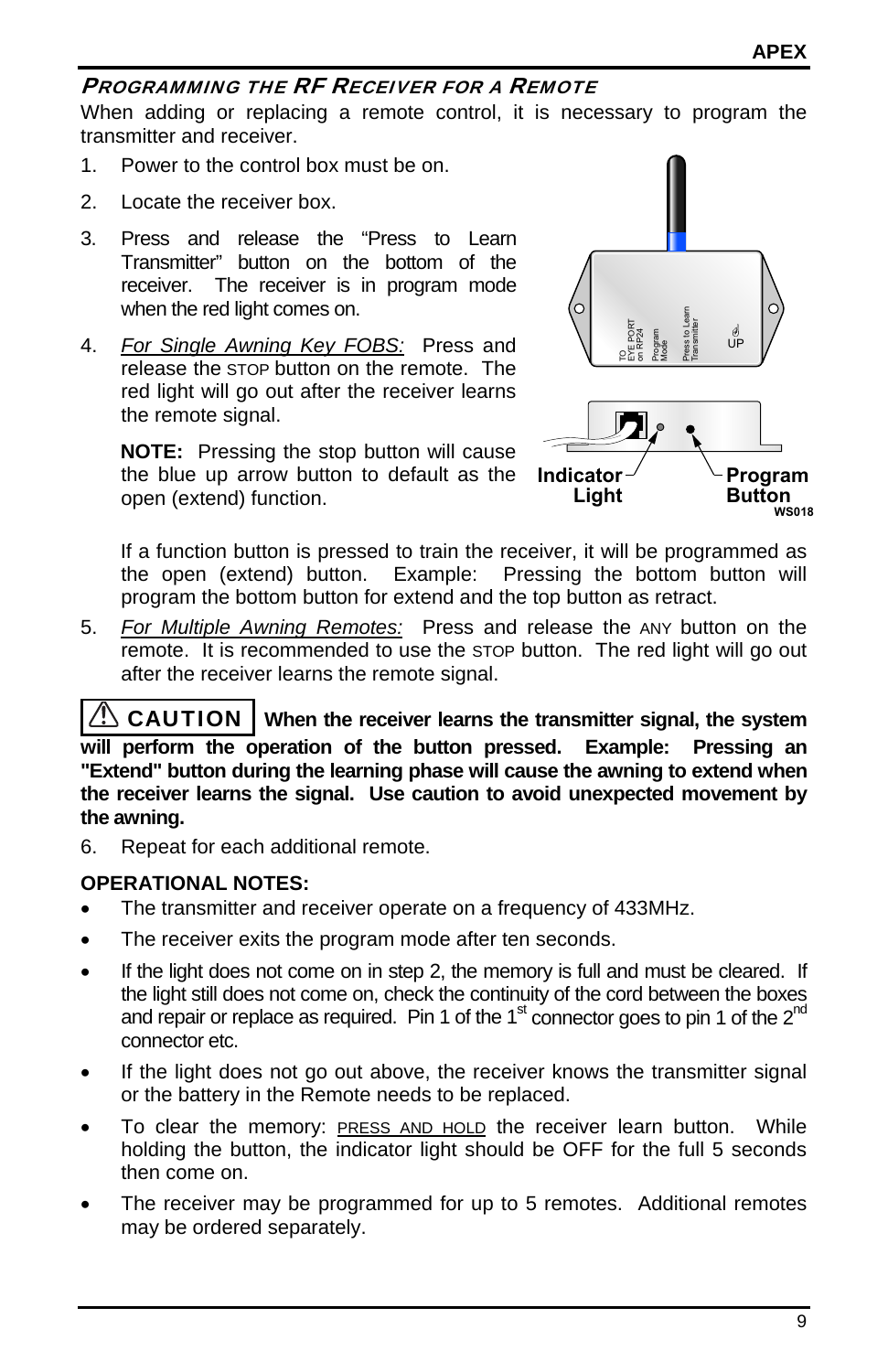## PROGRAMMING THE RF RECEIVER FOR A REMOTE

When adding or replacing a remote control, it is necessary to program the transmitter and receiver.

1. Power to the control box must be on.
2. Locate the receiver box.
3. Press and release the "Press to Learn Transmitter" button on the bottom of the receiver. The receiver is in program mode when the red light comes on.
4. *For Single Awning Key FOBS:* Press and release the STOP button on the remote. The red light will go out after the receiver learns the remote signal.

   **NOTE:** Pressing the stop button will cause the blue up arrow button to default as the open (extend) function.

   If a function button is pressed to train the receiver, it will be programmed as the open (extend) button. Example: Pressing the bottom button will program the bottom button for extend and the top button as retract.

5. *For Multiple Awning Remotes:* Press and release the ANY button on the remote. It is recommended to use the STOP button. The red light will go out after the receiver learns the remote signal.

**⚠ CAUTION When the receiver learns the transmitter signal, the system will perform the operation of the button pressed. Example: Pressing an "Extend" button during the learning phase will cause the awning to extend when the receiver learns the signal. Use caution to avoid unexpected movement by the awning.**

6. Repeat for each additional remote.

### OPERATIONAL NOTES:

- The transmitter and receiver operate on a frequency of 433MHz.
- The receiver exits the program mode after ten seconds.
- If the light does not come on in step 2, the memory is full and must be cleared. If the light still does not come on, check the continuity of the cord between the boxes and repair or replace as required. Pin 1 of the 1st connector goes to pin 1 of the 2nd connector etc.
- If the light does not go out above, the receiver knows the transmitter signal or the battery in the Remote needs to be replaced.
- To clear the memory: PRESS AND HOLD the receiver learn button. While holding the button, the indicator light should be OFF for the full 5 seconds then come on.
- The receiver may be programmed for up to 5 remotes. Additional remotes may be ordered separately.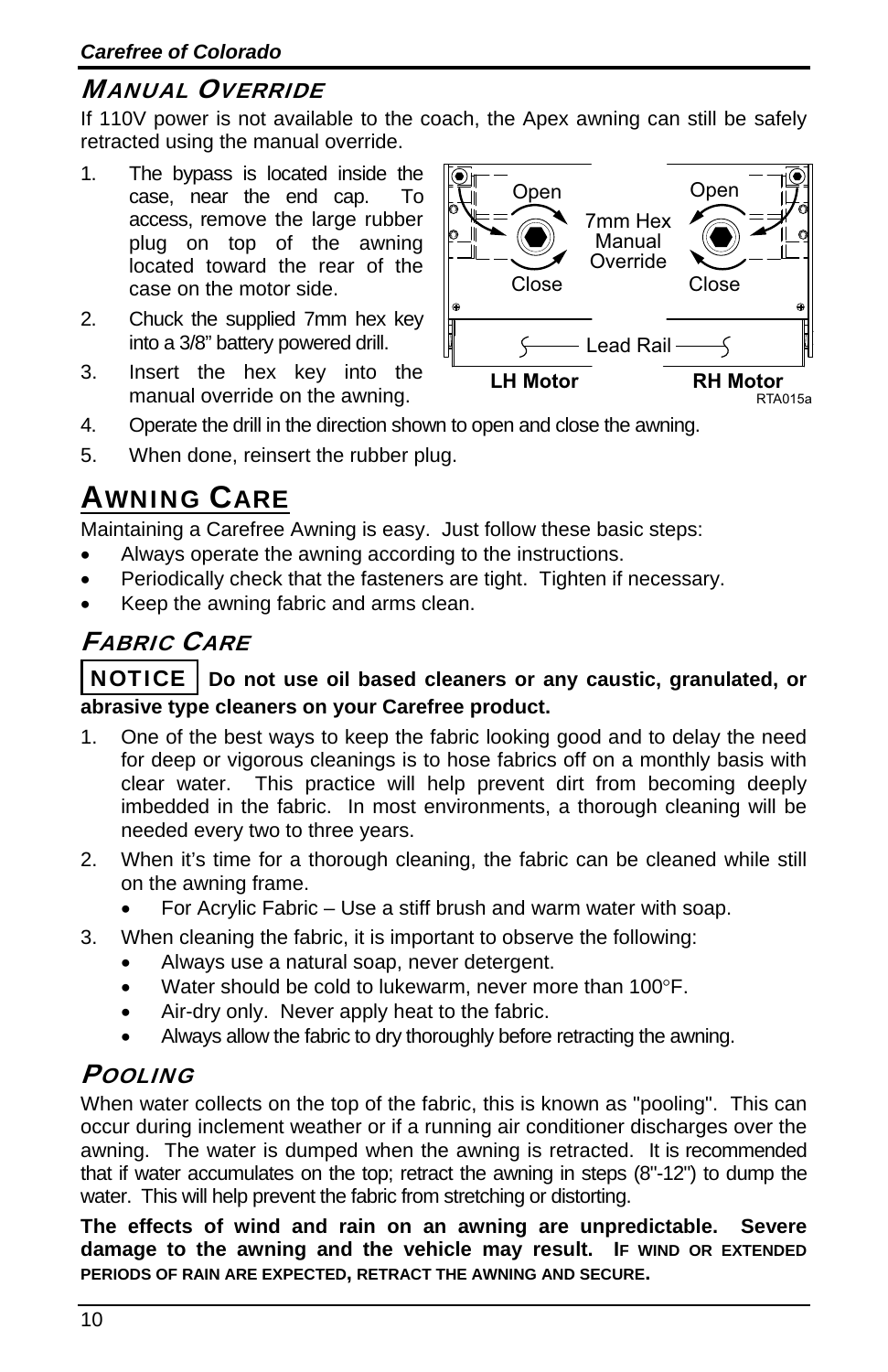## MANUAL OVERRIDE

If 110V power is not available to the coach, the Apex awning can still be safely retracted using the manual override.

1. The bypass is located inside the case, near the end cap. To access, remove the large rubber plug on top of the awning located toward the rear of the case on the motor side.
2. Chuck the supplied 7mm hex key into a 3/8" battery powered drill.
3. Insert the hex key into the manual override on the awning.
4. Operate the drill in the direction shown to open and close the awning.
5. When done, reinsert the rubber plug.

Open Open
7mm Hex Manual Override
Close Close
Lead Rail
LH Motor RH Motor
RTA015a

# AWNING CARE

Maintaining a Carefree Awning is easy. Just follow these basic steps:

- Always operate the awning according to the instructions.
- Periodically check that the fasteners are tight. Tighten if necessary.
- Keep the awning fabric and arms clean.

## FABRIC CARE

**NOTICE** **Do not use oil based cleaners or any caustic, granulated, or abrasive type cleaners on your Carefree product.**

1. One of the best ways to keep the fabric looking good and to delay the need for deep or vigorous cleanings is to hose fabrics off on a monthly basis with clear water. This practice will help prevent dirt from becoming deeply imbedded in the fabric. In most environments, a thorough cleaning will be needed every two to three years.
2. When it's time for a thorough cleaning, the fabric can be cleaned while still on the awning frame.
   - For Acrylic Fabric – Use a stiff brush and warm water with soap.
3. When cleaning the fabric, it is important to observe the following:
   - Always use a natural soap, never detergent.
   - Water should be cold to lukewarm, never more than 100°F.
   - Air-dry only. Never apply heat to the fabric.
   - Always allow the fabric to dry thoroughly before retracting the awning.

## POOLING

When water collects on the top of the fabric, this is known as "pooling". This can occur during inclement weather or if a running air conditioner discharges over the awning. The water is dumped when the awning is retracted. It is recommended that if water accumulates on the top; retract the awning in steps (8"-12") to dump the water. This will help prevent the fabric from stretching or distorting.

**The effects of wind and rain on an awning are unpredictable. Severe damage to the awning and the vehicle may result. IF WIND OR EXTENDED PERIODS OF RAIN ARE EXPECTED, RETRACT THE AWNING AND SECURE.**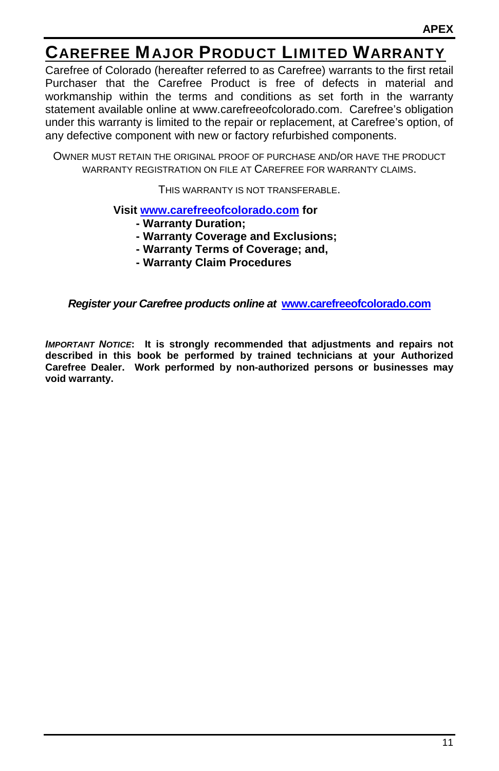# Carefree Major Product Limited Warranty

Carefree of Colorado (hereafter referred to as Carefree) warrants to the first retail Purchaser that the Carefree Product is free of defects in material and workmanship within the terms and conditions as set forth in the warranty statement available online at www.carefreeofcolorado.com. Carefree's obligation under this warranty is limited to the repair or replacement, at Carefree's option, of any defective component with new or factory refurbished components.

OWNER MUST RETAIN THE ORIGINAL PROOF OF PURCHASE AND/OR HAVE THE PRODUCT WARRANTY REGISTRATION ON FILE AT CAREFREE FOR WARRANTY CLAIMS.

THIS WARRANTY IS NOT TRANSFERABLE.

**Visit [www.carefreeofcolorado.com](www.carefreeofcolorado.com) for**

- **Warranty Duration;**
- **Warranty Coverage and Exclusions;**
- **Warranty Terms of Coverage; and,**
- **Warranty Claim Procedures**

***Register your Carefree products online at [www.carefreeofcolorado.com](www.carefreeofcolorado.com)***

***IMPORTANT NOTICE*: It is strongly recommended that adjustments and repairs not described in this book be performed by trained technicians at your Authorized Carefree Dealer. Work performed by non-authorized persons or businesses may void warranty.**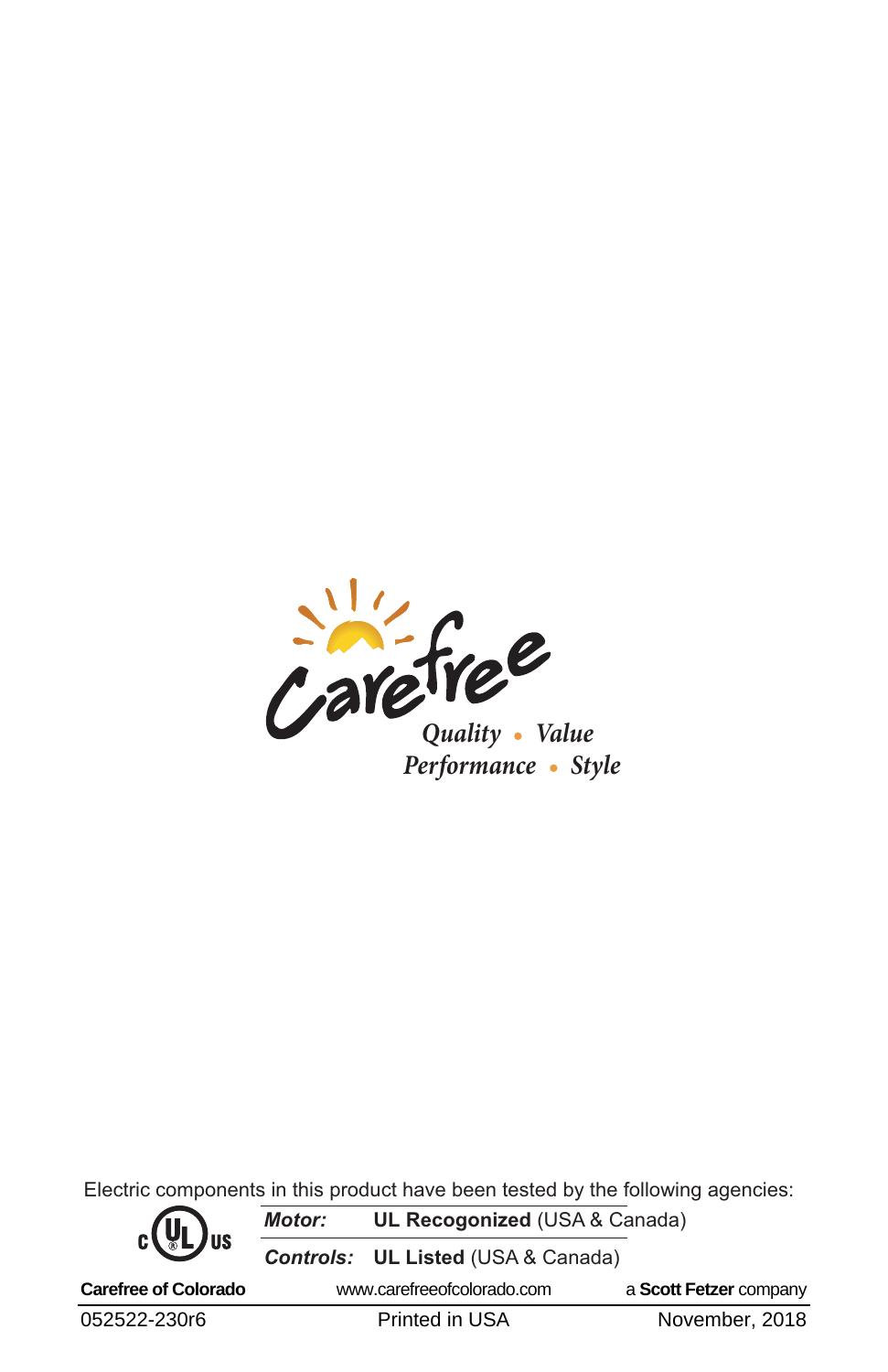Carefree

*Quality • Value*
*Performance • Style*

Electric components in this product have been tested by the following agencies:

| | |
|---|---|
| ***Motor:*** | **UL Recogonized** (USA & Canada) |
| ***Controls:*** | **UL Listed** (USA & Canada) |

**Carefree of Colorado** www.carefreeofcolorado.com a **Scott Fetzer** company

052522-230r6 Printed in USA November, 2018